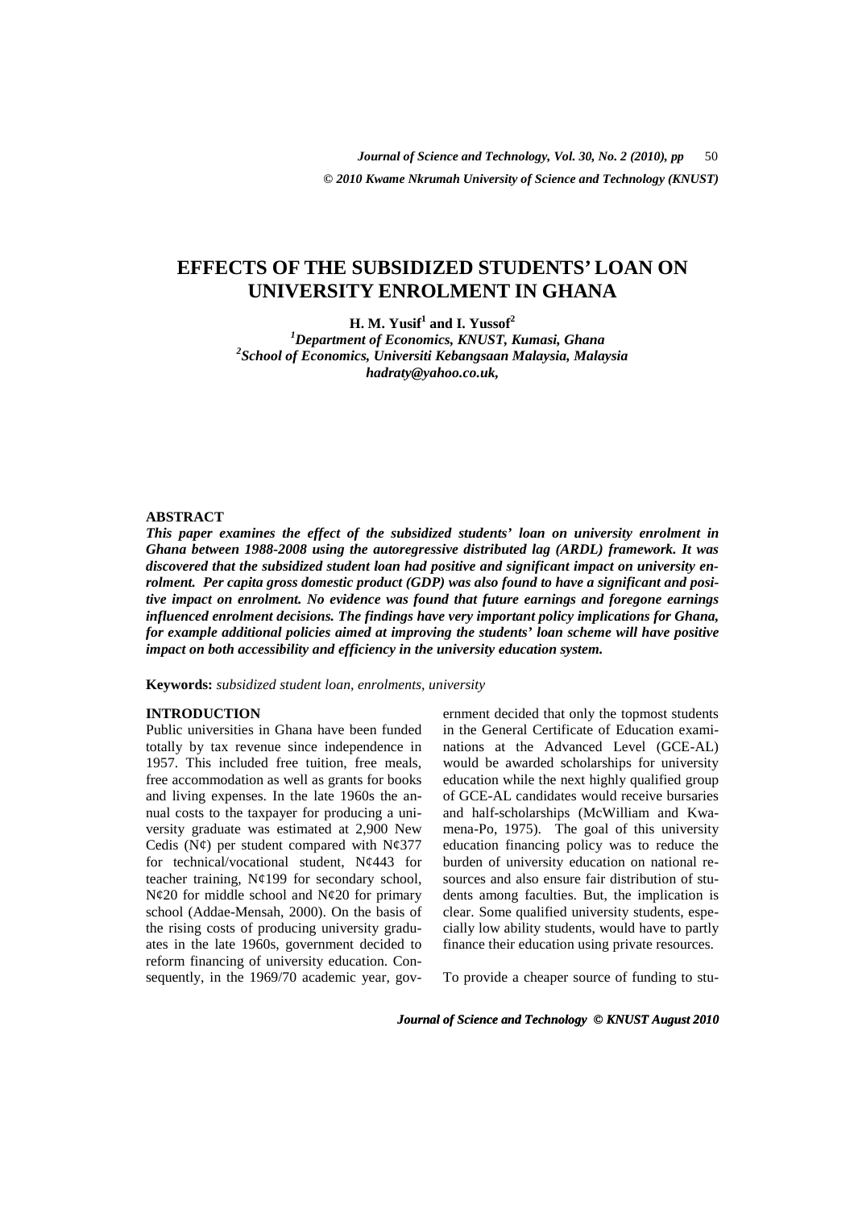# EFFECTS OF THE SUBSIDIZED STUDENTS' LOAN ON UNIVERSITY ENROLMENT IN GHANA

**H. M. Yusif[1] and I. Yussof[2]**

*[1]Department of Economics, KNUST, Kumasi, Ghana*
*[2]School of Economics, Universiti Kebangsaan Malaysia, Malaysia*
*hadraty@yahoo.co.uk,*

## ABSTRACT

***This paper examines the effect of the subsidized students' loan on university enrolment in Ghana between 1988-2008 using the autoregressive distributed lag (ARDL) framework. It was discovered that the subsidized student loan had positive and significant impact on university enrolment. Per capita gross domestic product (GDP) was also found to have a significant and positive impact on enrolment. No evidence was found that future earnings and foregone earnings influenced enrolment decisions. The findings have very important policy implications for Ghana, for example additional policies aimed at improving the students' loan scheme will have positive impact on both accessibility and efficiency in the university education system.***

**Keywords:** *subsidized student loan, enrolments, university*

## INTRODUCTION

Public universities in Ghana have been funded totally by tax revenue since independence in 1957. This included free tuition, free meals, free accommodation as well as grants for books and living expenses. In the late 1960s the annual costs to the taxpayer for producing a university graduate was estimated at 2,900 New Cedis (N¢) per student compared with N¢377 for technical/vocational student, N¢443 for teacher training, N¢199 for secondary school, N¢20 for middle school and N¢20 for primary school (Addae-Mensah, 2000). On the basis of the rising costs of producing university graduates in the late 1960s, government decided to reform financing of university education. Consequently, in the 1969/70 academic year, government decided that only the topmost students in the General Certificate of Education examinations at the Advanced Level (GCE-AL) would be awarded scholarships for university education while the next highly qualified group of GCE-AL candidates would receive bursaries and half-scholarships (McWilliam and Kwamena-Po, 1975). The goal of this university education financing policy was to reduce the burden of university education on national resources and also ensure fair distribution of students among faculties. But, the implication is clear. Some qualified university students, especially low ability students, would have to partly finance their education using private resources.

To provide a cheaper source of funding to stu-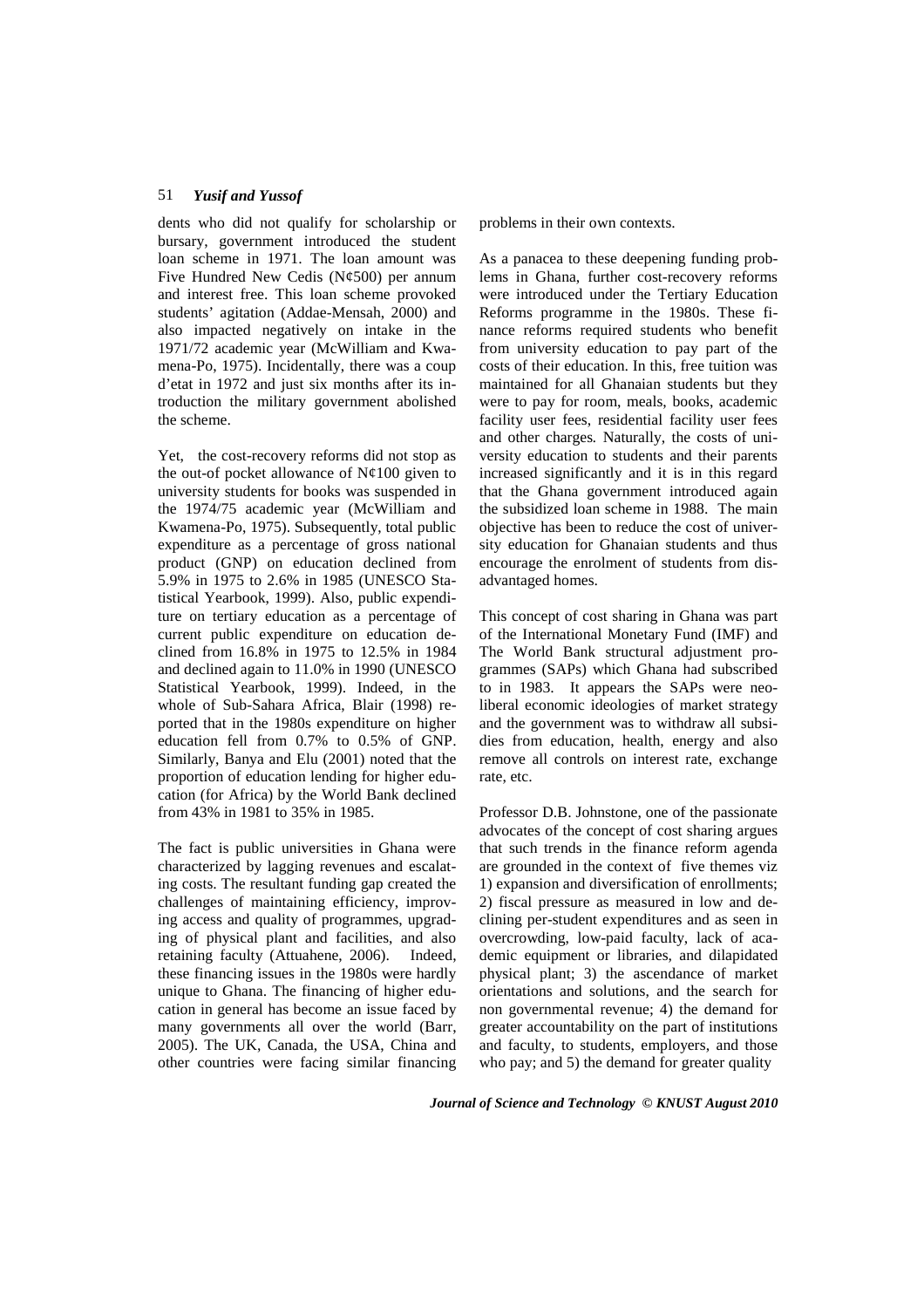dents who did not qualify for scholarship or bursary, government introduced the student loan scheme in 1971. The loan amount was Five Hundred New Cedis (N¢500) per annum and interest free. This loan scheme provoked students' agitation (Addae-Mensah, 2000) and also impacted negatively on intake in the 1971/72 academic year (McWilliam and Kwamena-Po, 1975). Incidentally, there was a coup d'etat in 1972 and just six months after its introduction the military government abolished the scheme.

Yet, the cost-recovery reforms did not stop as the out-of pocket allowance of N¢100 given to university students for books was suspended in the 1974/75 academic year (McWilliam and Kwamena-Po, 1975). Subsequently, total public expenditure as a percentage of gross national product (GNP) on education declined from 5.9% in 1975 to 2.6% in 1985 (UNESCO Statistical Yearbook, 1999). Also, public expenditure on tertiary education as a percentage of current public expenditure on education declined from 16.8% in 1975 to 12.5% in 1984 and declined again to 11.0% in 1990 (UNESCO Statistical Yearbook, 1999). Indeed, in the whole of Sub-Sahara Africa, Blair (1998) reported that in the 1980s expenditure on higher education fell from 0.7% to 0.5% of GNP. Similarly, Banya and Elu (2001) noted that the proportion of education lending for higher education (for Africa) by the World Bank declined from 43% in 1981 to 35% in 1985.

The fact is public universities in Ghana were characterized by lagging revenues and escalating costs. The resultant funding gap created the challenges of maintaining efficiency, improving access and quality of programmes, upgrading of physical plant and facilities, and also retaining faculty (Attuahene, 2006). Indeed, these financing issues in the 1980s were hardly unique to Ghana. The financing of higher education in general has become an issue faced by many governments all over the world (Barr, 2005). The UK, Canada, the USA, China and other countries were facing similar financing problems in their own contexts.

As a panacea to these deepening funding problems in Ghana, further cost-recovery reforms were introduced under the Tertiary Education Reforms programme in the 1980s. These finance reforms required students who benefit from university education to pay part of the costs of their education. In this, free tuition was maintained for all Ghanaian students but they were to pay for room, meals, books, academic facility user fees, residential facility user fees and other charges. Naturally, the costs of university education to students and their parents increased significantly and it is in this regard that the Ghana government introduced again the subsidized loan scheme in 1988. The main objective has been to reduce the cost of university education for Ghanaian students and thus encourage the enrolment of students from disadvantaged homes.

This concept of cost sharing in Ghana was part of the International Monetary Fund (IMF) and The World Bank structural adjustment programmes (SAPs) which Ghana had subscribed to in 1983. It appears the SAPs were neo-liberal economic ideologies of market strategy and the government was to withdraw all subsidies from education, health, energy and also remove all controls on interest rate, exchange rate, etc.

Professor D.B. Johnstone, one of the passionate advocates of the concept of cost sharing argues that such trends in the finance reform agenda are grounded in the context of five themes viz 1) expansion and diversification of enrollments; 2) fiscal pressure as measured in low and declining per-student expenditures and as seen in overcrowding, low-paid faculty, lack of academic equipment or libraries, and dilapidated physical plant; 3) the ascendance of market orientations and solutions, and the search for non governmental revenue; 4) the demand for greater accountability on the part of institutions and faculty, to students, employers, and those who pay; and 5) the demand for greater quality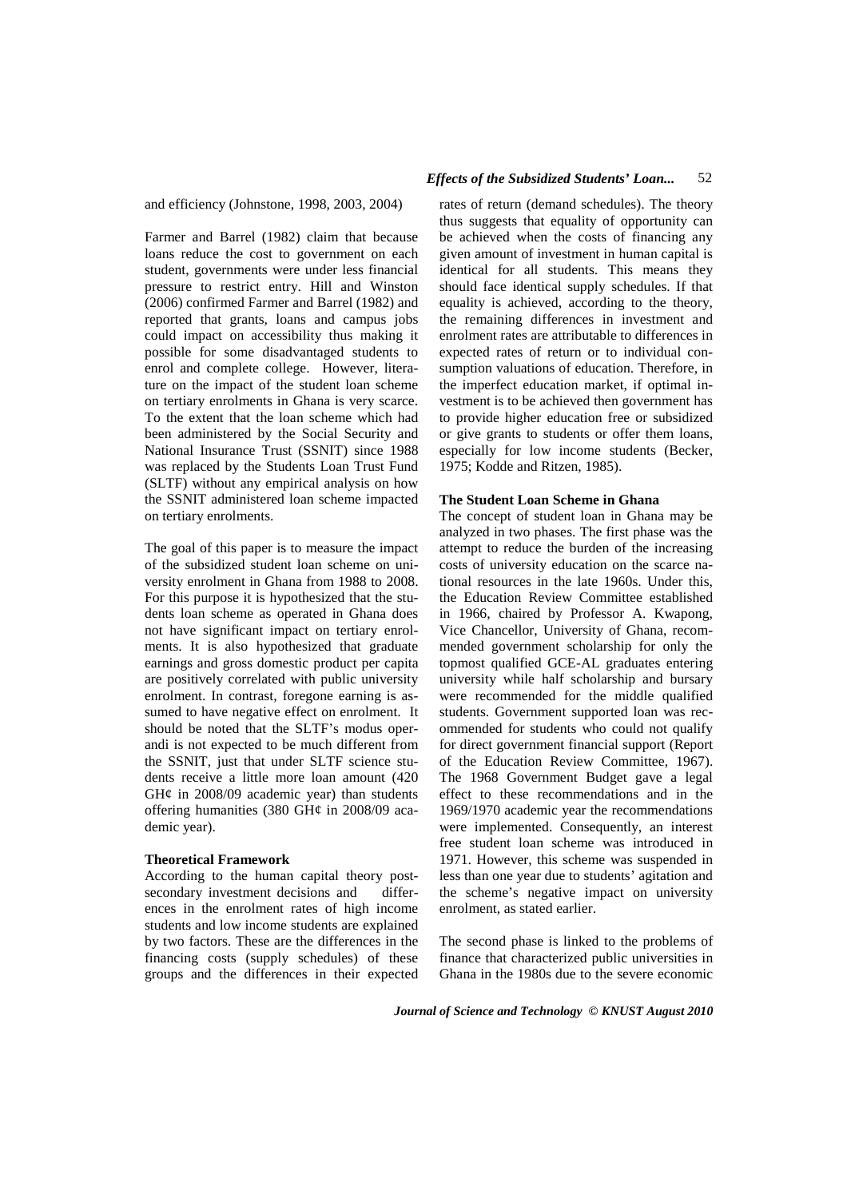and efficiency (Johnstone, 1998, 2003, 2004)

Farmer and Barrel (1982) claim that because loans reduce the cost to government on each student, governments were under less financial pressure to restrict entry. Hill and Winston (2006) confirmed Farmer and Barrel (1982) and reported that grants, loans and campus jobs could impact on accessibility thus making it possible for some disadvantaged students to enrol and complete college. However, literature on the impact of the student loan scheme on tertiary enrolments in Ghana is very scarce. To the extent that the loan scheme which had been administered by the Social Security and National Insurance Trust (SSNIT) since 1988 was replaced by the Students Loan Trust Fund (SLTF) without any empirical analysis on how the SSNIT administered loan scheme impacted on tertiary enrolments.

The goal of this paper is to measure the impact of the subsidized student loan scheme on university enrolment in Ghana from 1988 to 2008. For this purpose it is hypothesized that the students loan scheme as operated in Ghana does not have significant impact on tertiary enrolments. It is also hypothesized that graduate earnings and gross domestic product per capita are positively correlated with public university enrolment. In contrast, foregone earning is assumed to have negative effect on enrolment. It should be noted that the SLTF's modus operandi is not expected to be much different from the SSNIT, just that under SLTF science students receive a little more loan amount (420 GH¢ in 2008/09 academic year) than students offering humanities (380 GH¢ in 2008/09 academic year).

**Theoretical Framework**

According to the human capital theory post-secondary investment decisions and differences in the enrolment rates of high income students and low income students are explained by two factors. These are the differences in the financing costs (supply schedules) of these groups and the differences in their expected rates of return (demand schedules). The theory thus suggests that equality of opportunity can be achieved when the costs of financing any given amount of investment in human capital is identical for all students. This means they should face identical supply schedules. If that equality is achieved, according to the theory, the remaining differences in investment and enrolment rates are attributable to differences in expected rates of return or to individual consumption valuations of education. Therefore, in the imperfect education market, if optimal investment is to be achieved then government has to provide higher education free or subsidized or give grants to students or offer them loans, especially for low income students (Becker, 1975; Kodde and Ritzen, 1985).

**The Student Loan Scheme in Ghana**

The concept of student loan in Ghana may be analyzed in two phases. The first phase was the attempt to reduce the burden of the increasing costs of university education on the scarce national resources in the late 1960s. Under this, the Education Review Committee established in 1966, chaired by Professor A. Kwapong, Vice Chancellor, University of Ghana, recommended government scholarship for only the topmost qualified GCE-AL graduates entering university while half scholarship and bursary were recommended for the middle qualified students. Government supported loan was recommended for students who could not qualify for direct government financial support (Report of the Education Review Committee, 1967). The 1968 Government Budget gave a legal effect to these recommendations and in the 1969/1970 academic year the recommendations were implemented. Consequently, an interest free student loan scheme was introduced in 1971. However, this scheme was suspended in less than one year due to students' agitation and the scheme's negative impact on university enrolment, as stated earlier.

The second phase is linked to the problems of finance that characterized public universities in Ghana in the 1980s due to the severe economic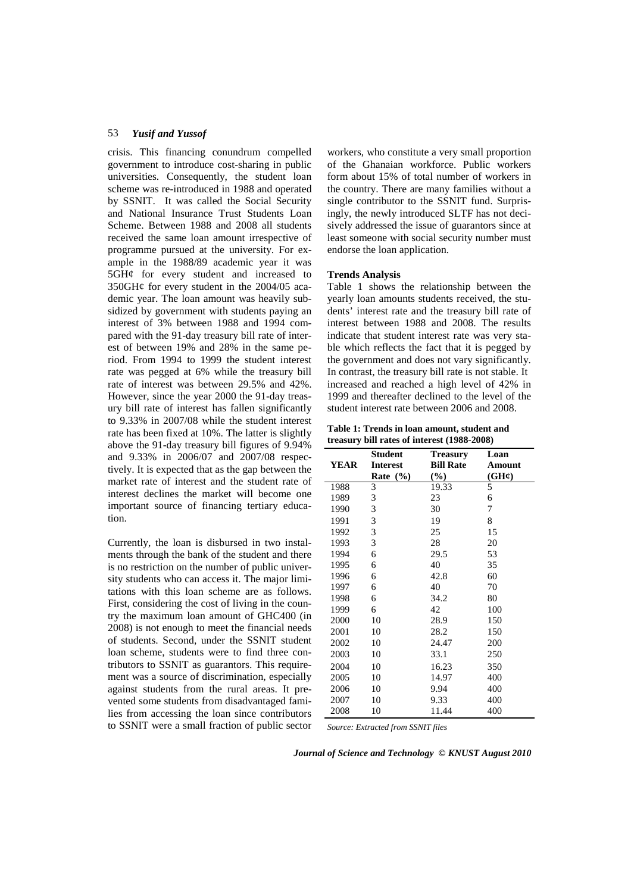crisis. This financing conundrum compelled government to introduce cost-sharing in public universities. Consequently, the student loan scheme was re-introduced in 1988 and operated by SSNIT. It was called the Social Security and National Insurance Trust Students Loan Scheme. Between 1988 and 2008 all students received the same loan amount irrespective of programme pursued at the university. For example in the 1988/89 academic year it was 5GH¢ for every student and increased to 350GH¢ for every student in the 2004/05 academic year. The loan amount was heavily subsidized by government with students paying an interest of 3% between 1988 and 1994 compared with the 91-day treasury bill rate of interest of between 19% and 28% in the same period. From 1994 to 1999 the student interest rate was pegged at 6% while the treasury bill rate of interest was between 29.5% and 42%. However, since the year 2000 the 91-day treasury bill rate of interest has fallen significantly to 9.33% in 2007/08 while the student interest rate has been fixed at 10%. The latter is slightly above the 91-day treasury bill figures of 9.94% and 9.33% in 2006/07 and 2007/08 respectively. It is expected that as the gap between the market rate of interest and the student rate of interest declines the market will become one important source of financing tertiary education.

Currently, the loan is disbursed in two instalments through the bank of the student and there is no restriction on the number of public university students who can access it. The major limitations with this loan scheme are as follows. First, considering the cost of living in the country the maximum loan amount of GHC400 (in 2008) is not enough to meet the financial needs of students. Second, under the SSNIT student loan scheme, students were to find three contributors to SSNIT as guarantors. This requirement was a source of discrimination, especially against students from the rural areas. It prevented some students from disadvantaged families from accessing the loan since contributors to SSNIT were a small fraction of public sector workers, who constitute a very small proportion of the Ghanaian workforce. Public workers form about 15% of total number of workers in the country. There are many families without a single contributor to the SSNIT fund. Surprisingly, the newly introduced SLTF has not decisively addressed the issue of guarantors since at least someone with social security number must endorse the loan application.

**Trends Analysis**

Table 1 shows the relationship between the yearly loan amounts students received, the students' interest rate and the treasury bill rate of interest between 1988 and 2008. The results indicate that student interest rate was very stable which reflects the fact that it is pegged by the government and does not vary significantly. In contrast, the treasury bill rate is not stable. It increased and reached a high level of 42% in 1999 and thereafter declined to the level of the student interest rate between 2006 and 2008.

**Table 1: Trends in loan amount, student and treasury bill rates of interest (1988-2008)**

| YEAR | Student Interest Rate (%) | Treasury Bill Rate (%) | Loan Amount (GH¢) |
|---|---|---|---|
| 1988 | 3 | 19.33 | 5 |
| 1989 | 3 | 23 | 6 |
| 1990 | 3 | 30 | 7 |
| 1991 | 3 | 19 | 8 |
| 1992 | 3 | 25 | 15 |
| 1993 | 3 | 28 | 20 |
| 1994 | 6 | 29.5 | 53 |
| 1995 | 6 | 40 | 35 |
| 1996 | 6 | 42.8 | 60 |
| 1997 | 6 | 40 | 70 |
| 1998 | 6 | 34.2 | 80 |
| 1999 | 6 | 42 | 100 |
| 2000 | 10 | 28.9 | 150 |
| 2001 | 10 | 28.2 | 150 |
| 2002 | 10 | 24.47 | 200 |
| 2003 | 10 | 33.1 | 250 |
| 2004 | 10 | 16.23 | 350 |
| 2005 | 10 | 14.97 | 400 |
| 2006 | 10 | 9.94 | 400 |
| 2007 | 10 | 9.33 | 400 |
| 2008 | 10 | 11.44 | 400 |

*Source: Extracted from SSNIT files*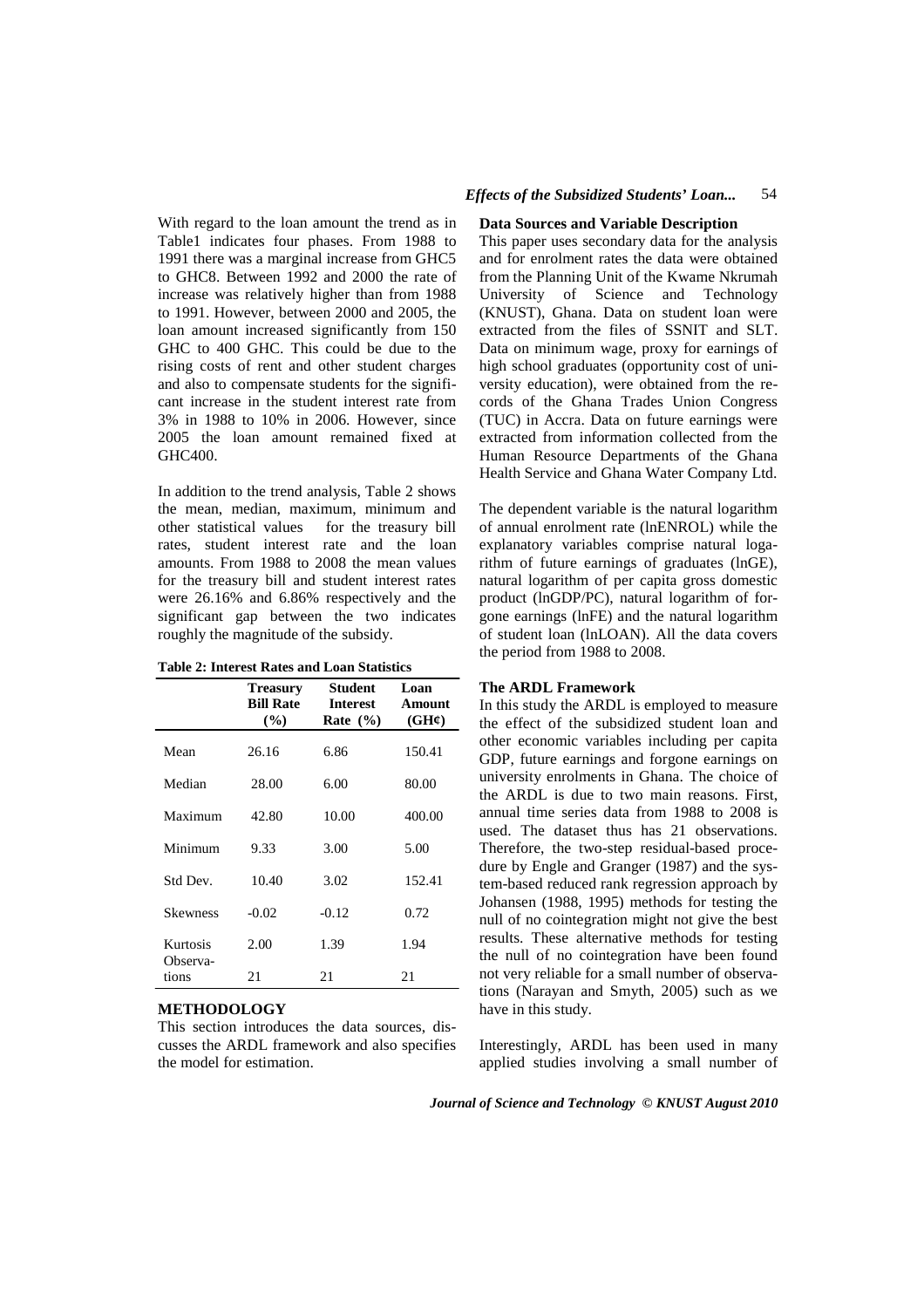With regard to the loan amount the trend as in Table1 indicates four phases. From 1988 to 1991 there was a marginal increase from GHC5 to GHC8. Between 1992 and 2000 the rate of increase was relatively higher than from 1988 to 1991. However, between 2000 and 2005, the loan amount increased significantly from 150 GHC to 400 GHC. This could be due to the rising costs of rent and other student charges and also to compensate students for the significant increase in the student interest rate from 3% in 1988 to 10% in 2006. However, since 2005 the loan amount remained fixed at GHC400.

In addition to the trend analysis, Table 2 shows the mean, median, maximum, minimum and other statistical values for the treasury bill rates, student interest rate and the loan amounts. From 1988 to 2008 the mean values for the treasury bill and student interest rates were 26.16% and 6.86% respectively and the significant gap between the two indicates roughly the magnitude of the subsidy.

**Table 2: Interest Rates and Loan Statistics**

| | Treasury Bill Rate (%) | Student Interest Rate (%) | Loan Amount (GH¢) |
|---|---|---|---|
| Mean | 26.16 | 6.86 | 150.41 |
| Median | 28.00 | 6.00 | 80.00 |
| Maximum | 42.80 | 10.00 | 400.00 |
| Minimum | 9.33 | 3.00 | 5.00 |
| Std Dev. | 10.40 | 3.02 | 152.41 |
| Skewness | -0.02 | -0.12 | 0.72 |
| Kurtosis | 2.00 | 1.39 | 1.94 |
| Observations | 21 | 21 | 21 |

## METHODOLOGY

This section introduces the data sources, discusses the ARDL framework and also specifies the model for estimation.

### Data Sources and Variable Description

This paper uses secondary data for the analysis and for enrolment rates the data were obtained from the Planning Unit of the Kwame Nkrumah University of Science and Technology (KNUST), Ghana. Data on student loan were extracted from the files of SSNIT and SLT. Data on minimum wage, proxy for earnings of high school graduates (opportunity cost of university education), were obtained from the records of the Ghana Trades Union Congress (TUC) in Accra. Data on future earnings were extracted from information collected from the Human Resource Departments of the Ghana Health Service and Ghana Water Company Ltd.

The dependent variable is the natural logarithm of annual enrolment rate (lnENROL) while the explanatory variables comprise natural logarithm of future earnings of graduates (lnGE), natural logarithm of per capita gross domestic product (lnGDP/PC), natural logarithm of forgone earnings (lnFE) and the natural logarithm of student loan (lnLOAN). All the data covers the period from 1988 to 2008.

### The ARDL Framework

In this study the ARDL is employed to measure the effect of the subsidized student loan and other economic variables including per capita GDP, future earnings and forgone earnings on university enrolments in Ghana. The choice of the ARDL is due to two main reasons. First, annual time series data from 1988 to 2008 is used. The dataset thus has 21 observations. Therefore, the two-step residual-based procedure by Engle and Granger (1987) and the system-based reduced rank regression approach by Johansen (1988, 1995) methods for testing the null of no cointegration might not give the best results. These alternative methods for testing the null of no cointegration have been found not very reliable for a small number of observations (Narayan and Smyth, 2005) such as we have in this study.

Interestingly, ARDL has been used in many applied studies involving a small number of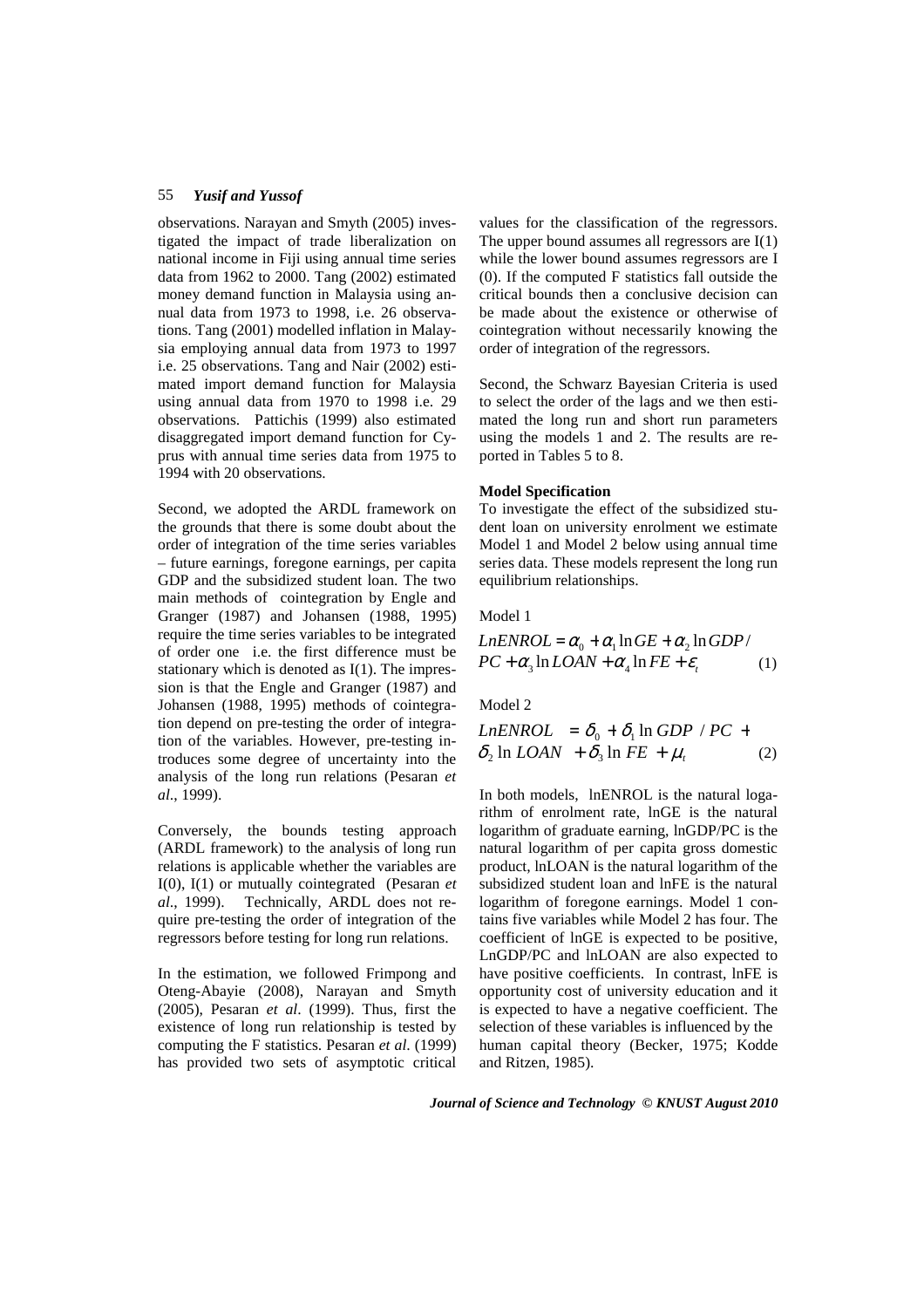observations. Narayan and Smyth (2005) investigated the impact of trade liberalization on national income in Fiji using annual time series data from 1962 to 2000. Tang (2002) estimated money demand function in Malaysia using annual data from 1973 to 1998, i.e. 26 observations. Tang (2001) modelled inflation in Malaysia employing annual data from 1973 to 1997 i.e. 25 observations. Tang and Nair (2002) estimated import demand function for Malaysia using annual data from 1970 to 1998 i.e. 29 observations. Pattichis (1999) also estimated disaggregated import demand function for Cyprus with annual time series data from 1975 to 1994 with 20 observations.

Second, we adopted the ARDL framework on the grounds that there is some doubt about the order of integration of the time series variables – future earnings, foregone earnings, per capita GDP and the subsidized student loan. The two main methods of cointegration by Engle and Granger (1987) and Johansen (1988, 1995) require the time series variables to be integrated of order one i.e. the first difference must be stationary which is denoted as I(1). The impression is that the Engle and Granger (1987) and Johansen (1988, 1995) methods of cointegration depend on pre-testing the order of integration of the variables. However, pre-testing introduces some degree of uncertainty into the analysis of the long run relations (Pesaran *et al*., 1999).

Conversely, the bounds testing approach (ARDL framework) to the analysis of long run relations is applicable whether the variables are I(0), I(1) or mutually cointegrated (Pesaran *et al*., 1999). Technically, ARDL does not require pre-testing the order of integration of the regressors before testing for long run relations.

In the estimation, we followed Frimpong and Oteng-Abayie (2008), Narayan and Smyth (2005), Pesaran *et al*. (1999). Thus, first the existence of long run relationship is tested by computing the F statistics. Pesaran *et al*. (1999) has provided two sets of asymptotic critical values for the classification of the regressors. The upper bound assumes all regressors are I(1) while the lower bound assumes regressors are I (0). If the computed F statistics fall outside the critical bounds then a conclusive decision can be made about the existence or otherwise of cointegration without necessarily knowing the order of integration of the regressors.

Second, the Schwarz Bayesian Criteria is used to select the order of the lags and we then estimated the long run and short run parameters using the models 1 and 2. The results are reported in Tables 5 to 8.

**Model Specification**

To investigate the effect of the subsidized student loan on university enrolment we estimate Model 1 and Model 2 below using annual time series data. These models represent the long run equilibrium relationships.

Model 1

$$LnENROL = \alpha_0 + \alpha_1 \ln GE + \alpha_2 \ln GDP/PC + \alpha_3 \ln LOAN + \alpha_4 \ln FE + \varepsilon_t \quad (1)$$

Model 2

$$LnENROL = \delta_0 + \delta_1 \ln GDP/PC + \delta_2 \ln LOAN + \delta_3 \ln FE + \mu_t \quad (2)$$

In both models, lnENROL is the natural logarithm of enrolment rate, lnGE is the natural logarithm of graduate earning, lnGDP/PC is the natural logarithm of per capita gross domestic product, lnLOAN is the natural logarithm of the subsidized student loan and lnFE is the natural logarithm of foregone earnings. Model 1 contains five variables while Model 2 has four. The coefficient of lnGE is expected to be positive, LnGDP/PC and lnLOAN are also expected to have positive coefficients. In contrast, lnFE is opportunity cost of university education and it is expected to have a negative coefficient. The selection of these variables is influenced by the human capital theory (Becker, 1975; Kodde and Ritzen, 1985).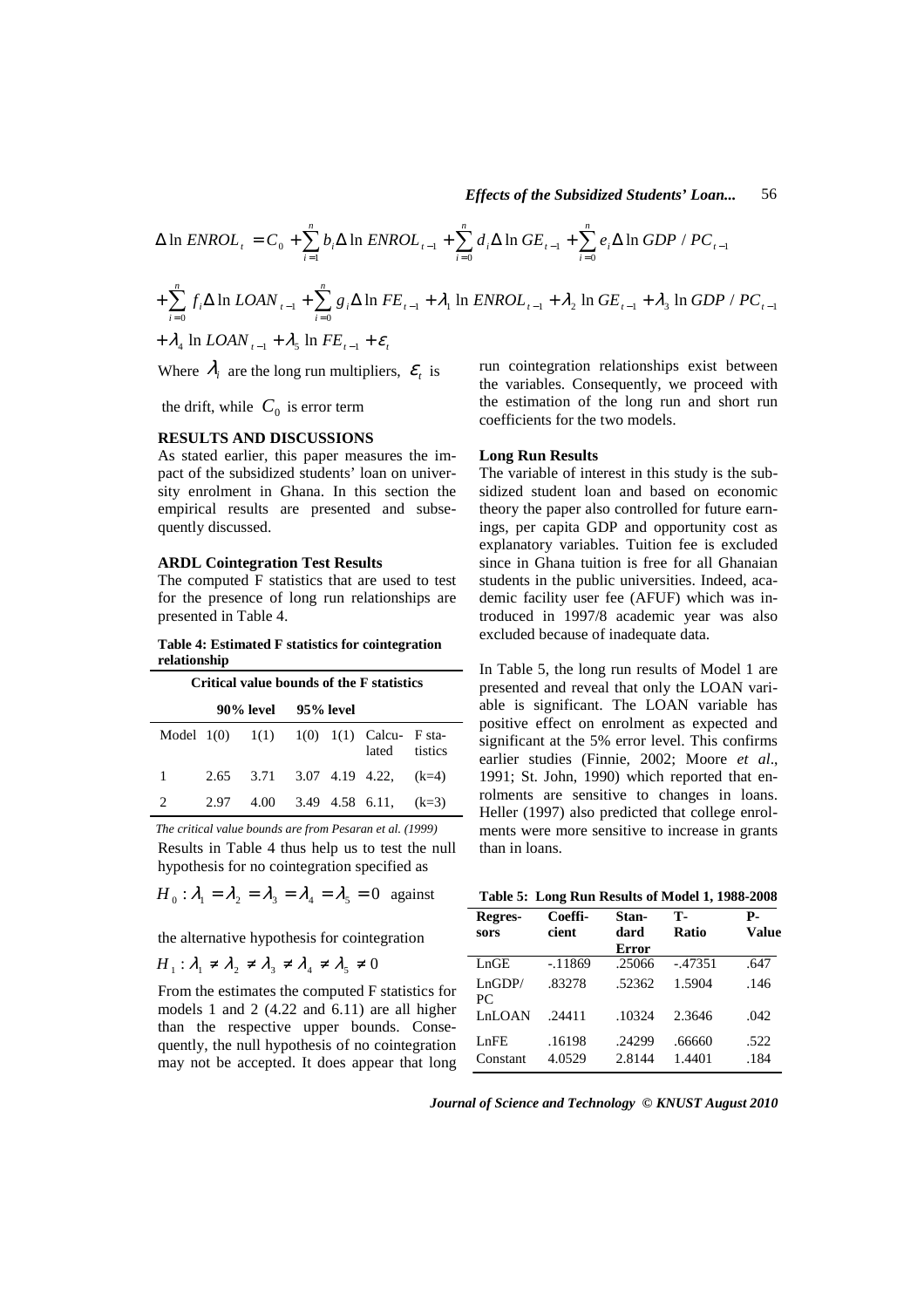$$\Delta \ln ENROL_t = C_0 + \sum_{i=1}^{n} b_i \Delta \ln ENROL_{t-1} + \sum_{i=0}^{n} d_i \Delta \ln GE_{t-1} + \sum_{i=0}^{n} e_i \Delta \ln GDP/PC_{t-1}$$

$$+ \sum_{i=0}^{n} f_i \Delta \ln LOAN_{t-1} + \sum_{i=0}^{n} g_i \Delta \ln FE_{t-1} + \lambda_1 \ln ENROL_{t-1} + \lambda_2 \ln GE_{t-1} + \lambda_3 \ln GDP/PC_{t-1}$$

$$+ \lambda_4 \ln LOAN_{t-1} + \lambda_5 \ln FE_{t-1} + \varepsilon_t$$

Where $\lambda_i$ are the long run multipliers, $\varepsilon_t$ is the drift, while $C_0$ is error term

## RESULTS AND DISCUSSIONS

As stated earlier, this paper measures the impact of the subsidized students' loan on university enrolment in Ghana. In this section the empirical results are presented and subsequently discussed.

### ARDL Cointegration Test Results

The computed F statistics that are used to test for the presence of long run relationships are presented in Table 4.

**Table 4: Estimated F statistics for cointegration relationship**

| Critical value bounds of the F statistics | | | | | | |
|---|---|---|---|---|---|---|
| | 90% level | | 95% level | | | |
| Model | 1(0) | 1(1) | 1(0) | 1(1) | Calculated | F statistics |
| 1 | 2.65 | 3.71 | 3.07 | 4.19 | 4.22, | (k=4) |
| 2 | 2.97 | 4.00 | 3.49 | 4.58 | 6.11, | (k=3) |

*The critical value bounds are from Pesaran et al. (1999)*

Results in Table 4 thus help us to test the null hypothesis for no cointegration specified as

$H_0 : \lambda_1 = \lambda_2 = \lambda_3 = \lambda_4 = \lambda_5 = 0$ against

the alternative hypothesis for cointegration

$H_1 : \lambda_1 \neq \lambda_2 \neq \lambda_3 \neq \lambda_4 \neq \lambda_5 \neq 0$

From the estimates the computed F statistics for models 1 and 2 (4.22 and 6.11) are all higher than the respective upper bounds. Consequently, the null hypothesis of no cointegration may not be accepted. It does appear that long run cointegration relationships exist between the variables. Consequently, we proceed with the estimation of the long run and short run coefficients for the two models.

### Long Run Results

The variable of interest in this study is the subsidized student loan and based on economic theory the paper also controlled for future earnings, per capita GDP and opportunity cost as explanatory variables. Tuition fee is excluded since in Ghana tuition is free for all Ghanaian students in the public universities. Indeed, academic facility user fee (AFUF) which was introduced in 1997/8 academic year was also excluded because of inadequate data.

In Table 5, the long run results of Model 1 are presented and reveal that only the LOAN variable is significant. The LOAN variable has positive effect on enrolment as expected and significant at the 5% error level. This confirms earlier studies (Finnie, 2002; Moore *et al*., 1991; St. John, 1990) which reported that enrolments are sensitive to changes in loans. Heller (1997) also predicted that college enrolments were more sensitive to increase in grants than in loans.

**Table 5: Long Run Results of Model 1, 1988-2008**

| Regressors | Coefficient | Standard Error | T-Ratio | P-Value |
|---|---|---|---|---|
| LnGE | -.11869 | .25066 | -.47351 | .647 |
| LnGDP/PC | .83278 | .52362 | 1.5904 | .146 |
| LnLOAN | .24411 | .10324 | 2.3646 | .042 |
| LnFE | .16198 | .24299 | .66660 | .522 |
| Constant | 4.0529 | 2.8144 | 1.4401 | .184 |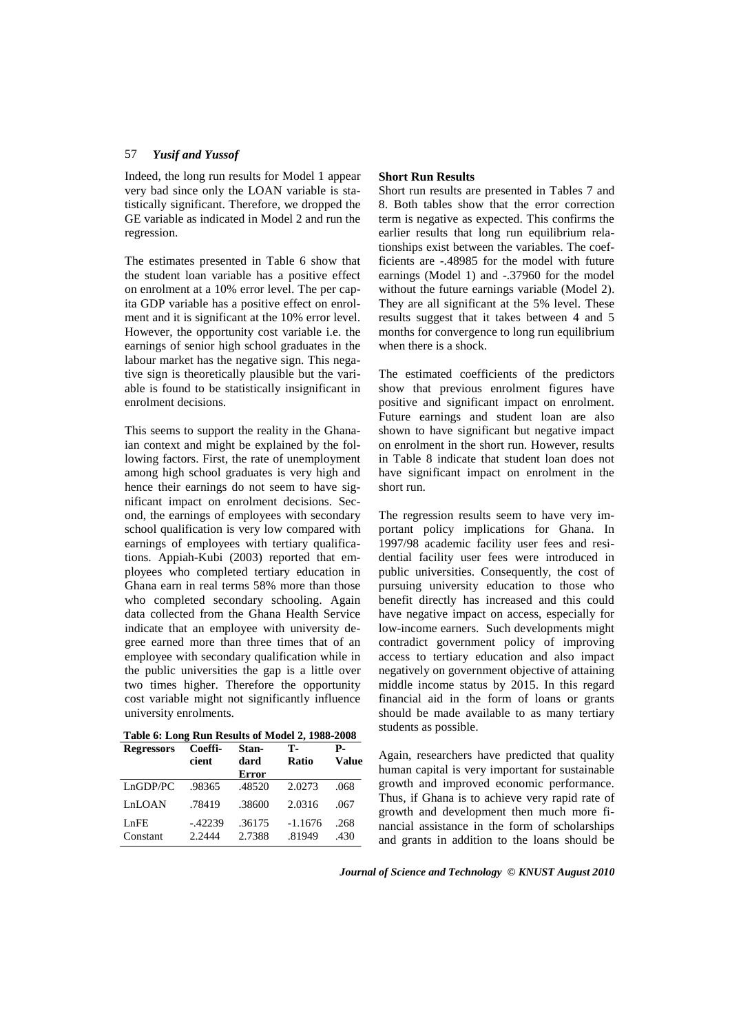Indeed, the long run results for Model 1 appear very bad since only the LOAN variable is statistically significant. Therefore, we dropped the GE variable as indicated in Model 2 and run the regression.

The estimates presented in Table 6 show that the student loan variable has a positive effect on enrolment at a 10% error level. The per capita GDP variable has a positive effect on enrolment and it is significant at the 10% error level. However, the opportunity cost variable i.e. the earnings of senior high school graduates in the labour market has the negative sign. This negative sign is theoretically plausible but the variable is found to be statistically insignificant in enrolment decisions.

This seems to support the reality in the Ghanaian context and might be explained by the following factors. First, the rate of unemployment among high school graduates is very high and hence their earnings do not seem to have significant impact on enrolment decisions. Second, the earnings of employees with secondary school qualification is very low compared with earnings of employees with tertiary qualifications. Appiah-Kubi (2003) reported that employees who completed tertiary education in Ghana earn in real terms 58% more than those who completed secondary schooling. Again data collected from the Ghana Health Service indicate that an employee with university degree earned more than three times that of an employee with secondary qualification while in the public universities the gap is a little over two times higher. Therefore the opportunity cost variable might not significantly influence university enrolments.

**Table 6: Long Run Results of Model 2, 1988-2008**

| Regressors | Coefficient | Standard Error | T-Ratio | P-Value |
|---|---|---|---|---|
| LnGDP/PC | .98365 | .48520 | 2.0273 | .068 |
| LnLOAN | .78419 | .38600 | 2.0316 | .067 |
| LnFE | -.42239 | .36175 | -1.1676 | .268 |
| Constant | 2.2444 | 2.7388 | .81949 | .430 |

**Short Run Results**

Short run results are presented in Tables 7 and 8. Both tables show that the error correction term is negative as expected. This confirms the earlier results that long run equilibrium relationships exist between the variables. The coefficients are -.48985 for the model with future earnings (Model 1) and -.37960 for the model without the future earnings variable (Model 2). They are all significant at the 5% level. These results suggest that it takes between 4 and 5 months for convergence to long run equilibrium when there is a shock.

The estimated coefficients of the predictors show that previous enrolment figures have positive and significant impact on enrolment. Future earnings and student loan are also shown to have significant but negative impact on enrolment in the short run. However, results in Table 8 indicate that student loan does not have significant impact on enrolment in the short run.

The regression results seem to have very important policy implications for Ghana. In 1997/98 academic facility user fees and residential facility user fees were introduced in public universities. Consequently, the cost of pursuing university education to those who benefit directly has increased and this could have negative impact on access, especially for low-income earners. Such developments might contradict government policy of improving access to tertiary education and also impact negatively on government objective of attaining middle income status by 2015. In this regard financial aid in the form of loans or grants should be made available to as many tertiary students as possible.

Again, researchers have predicted that quality human capital is very important for sustainable growth and improved economic performance. Thus, if Ghana is to achieve very rapid rate of growth and development then much more financial assistance in the form of scholarships and grants in addition to the loans should be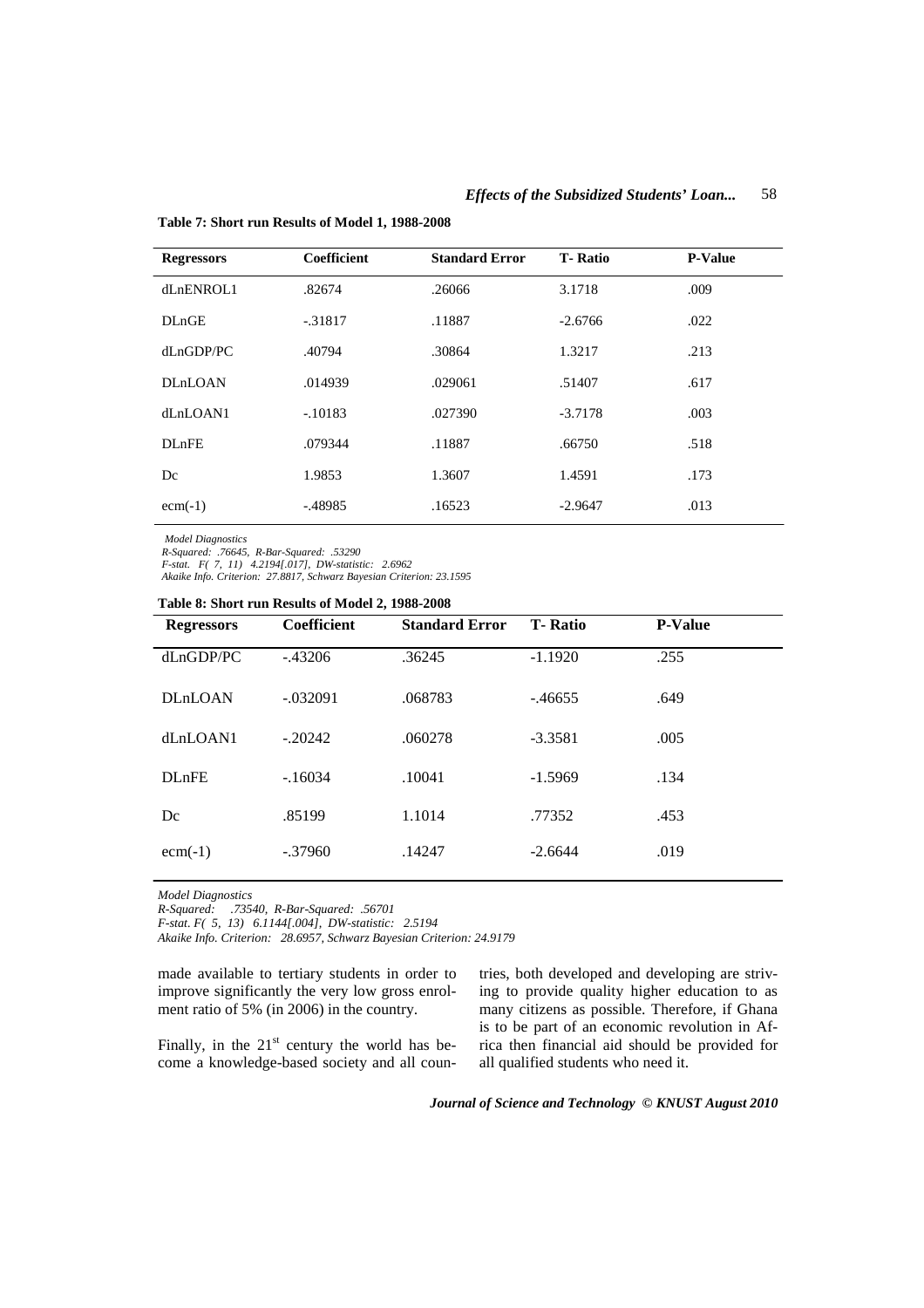**Table 7: Short run Results of Model 1, 1988-2008**

| Regressors | Coefficient | Standard Error | T- Ratio | P-Value |
|---|---|---|---|---|
| dLnENROL1 | .82674 | .26066 | 3.1718 | .009 |
| DLnGE | -.31817 | .11887 | -2.6766 | .022 |
| dLnGDP/PC | .40794 | .30864 | 1.3217 | .213 |
| DLnLOAN | .014939 | .029061 | .51407 | .617 |
| dLnLOAN1 | -.10183 | .027390 | -3.7178 | .003 |
| DLnFE | .079344 | .11887 | .66750 | .518 |
| Dc | 1.9853 | 1.3607 | 1.4591 | .173 |
| ecm(-1) | -.48985 | .16523 | -2.9647 | .013 |

*Model Diagnostics*
*R-Squared: .76645, R-Bar-Squared: .53290*
*F-stat. F( 7, 11) 4.2194[.017], DW-statistic: 2.6962*
*Akaike Info. Criterion: 27.8817, Schwarz Bayesian Criterion: 23.1595*

**Table 8: Short run Results of Model 2, 1988-2008**

| Regressors | Coefficient | Standard Error | T- Ratio | P-Value |
|---|---|---|---|---|
| dLnGDP/PC | -.43206 | .36245 | -1.1920 | .255 |
| DLnLOAN | -.032091 | .068783 | -.46655 | .649 |
| dLnLOAN1 | -.20242 | .060278 | -3.3581 | .005 |
| DLnFE | -.16034 | .10041 | -1.5969 | .134 |
| Dc | .85199 | 1.1014 | .77352 | .453 |
| ecm(-1) | -.37960 | .14247 | -2.6644 | .019 |

*Model Diagnostics*
*R-Squared: .73540, R-Bar-Squared: .56701*
*F-stat. F( 5, 13) 6.1144[.004], DW-statistic: 2.5194*
*Akaike Info. Criterion: 28.6957, Schwarz Bayesian Criterion: 24.9179*

made available to tertiary students in order to improve significantly the very low gross enrolment ratio of 5% (in 2006) in the country.

Finally, in the 21st century the world has become a knowledge-based society and all countries, both developed and developing are striving to provide quality higher education to as many citizens as possible. Therefore, if Ghana is to be part of an economic revolution in Africa then financial aid should be provided for all qualified students who need it.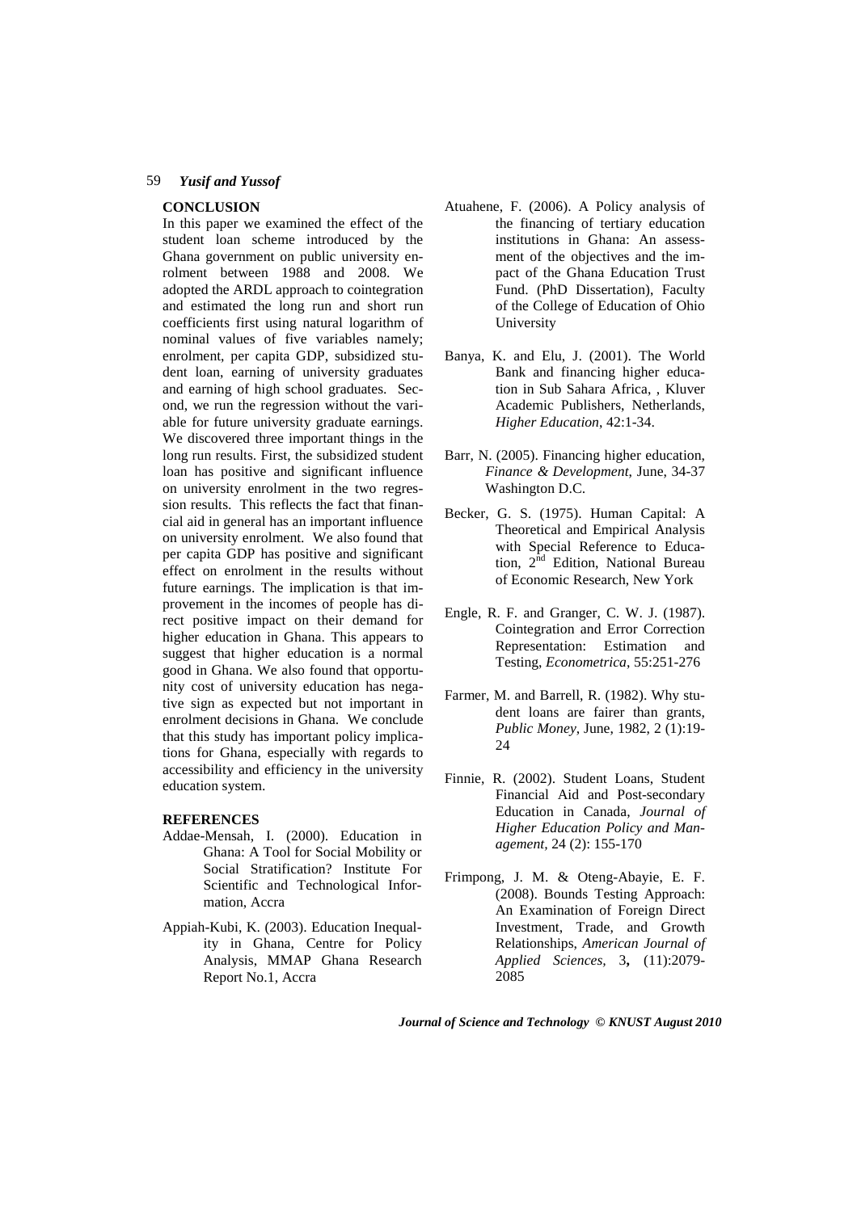## CONCLUSION

In this paper we examined the effect of the student loan scheme introduced by the Ghana government on public university enrolment between 1988 and 2008. We adopted the ARDL approach to cointegration and estimated the long run and short run coefficients first using natural logarithm of nominal values of five variables namely; enrolment, per capita GDP, subsidized student loan, earning of university graduates and earning of high school graduates. Second, we run the regression without the variable for future university graduate earnings. We discovered three important things in the long run results. First, the subsidized student loan has positive and significant influence on university enrolment in the two regression results. This reflects the fact that financial aid in general has an important influence on university enrolment. We also found that per capita GDP has positive and significant effect on enrolment in the results without future earnings. The implication is that improvement in the incomes of people has direct positive impact on their demand for higher education in Ghana. This appears to suggest that higher education is a normal good in Ghana. We also found that opportunity cost of university education has negative sign as expected but not important in enrolment decisions in Ghana. We conclude that this study has important policy implications for Ghana, especially with regards to accessibility and efficiency in the university education system.

## REFERENCES

Addae-Mensah, I. (2000). Education in Ghana: A Tool for Social Mobility or Social Stratification? Institute For Scientific and Technological Information, Accra

Appiah-Kubi, K. (2003). Education Inequality in Ghana, Centre for Policy Analysis, MMAP Ghana Research Report No.1, Accra

Atuahene, F. (2006). A Policy analysis of the financing of tertiary education institutions in Ghana: An assessment of the objectives and the impact of the Ghana Education Trust Fund. (PhD Dissertation), Faculty of the College of Education of Ohio University

Banya, K. and Elu, J. (2001). The World Bank and financing higher education in Sub Sahara Africa, , Kluver Academic Publishers, Netherlands, *Higher Education*, 42:1-34.

Barr, N. (2005). Financing higher education, *Finance & Development*, June, 34-37 Washington D.C.

Becker, G. S. (1975). Human Capital: A Theoretical and Empirical Analysis with Special Reference to Education, 2nd Edition, National Bureau of Economic Research, New York

Engle, R. F. and Granger, C. W. J. (1987). Cointegration and Error Correction Representation: Estimation and Testing, *Econometrica*, 55:251-276

Farmer, M. and Barrell, R. (1982). Why student loans are fairer than grants, *Public Money*, June, 1982, 2 (1):19-24

Finnie, R. (2002). Student Loans, Student Financial Aid and Post-secondary Education in Canada, *Journal of Higher Education Policy and Management*, 24 (2): 155-170

Frimpong, J. M. & Oteng-Abayie, E. F. (2008). Bounds Testing Approach: An Examination of Foreign Direct Investment, Trade, and Growth Relationships, *American Journal of Applied Sciences,* 3**,** (11):2079-2085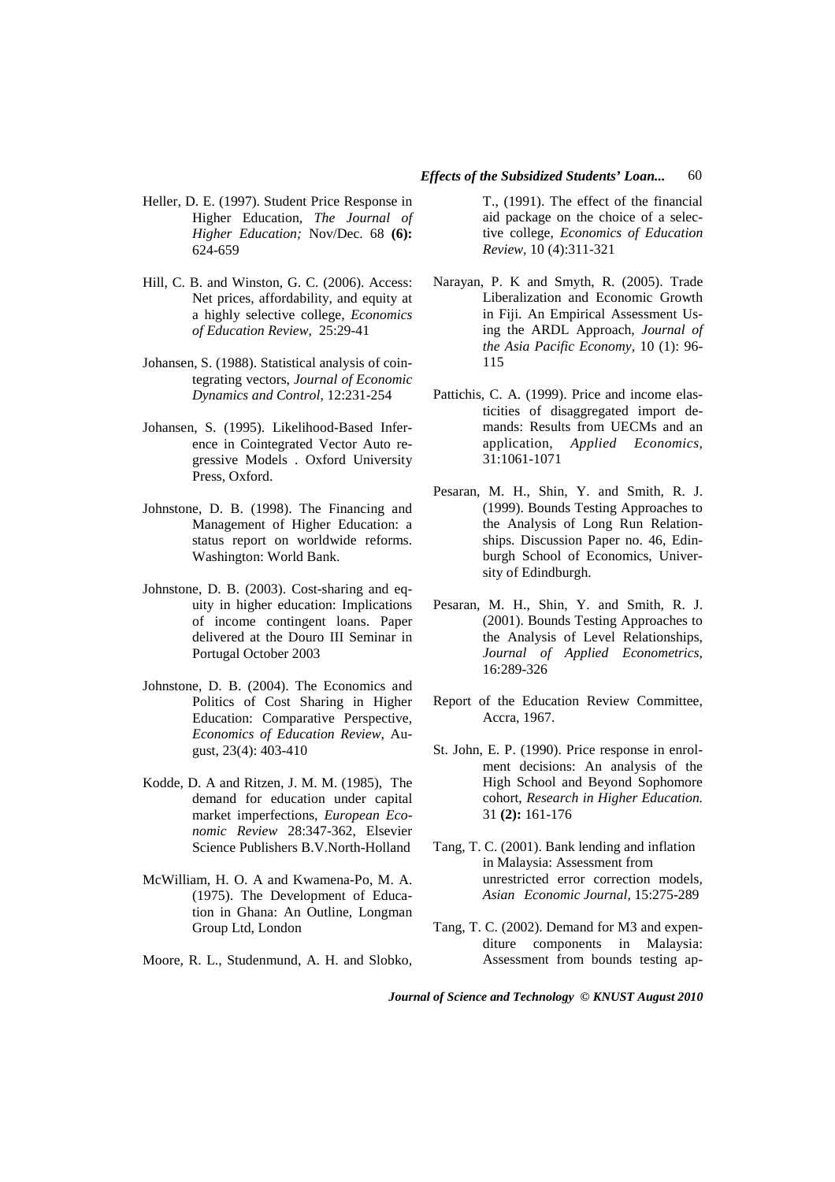Heller, D. E. (1997). Student Price Response in Higher Education, *The Journal of Higher Education;* Nov/Dec. 68 **(6):** 624-659

Hill, C. B. and Winston, G. C. (2006). Access: Net prices, affordability, and equity at a highly selective college, *Economics of Education Review*, 25:29-41

Johansen, S. (1988). Statistical analysis of cointegrating vectors, *Journal of Economic Dynamics and Control*, 12:231-254

Johansen, S. (1995). Likelihood-Based Inference in Cointegrated Vector Auto regressive Models . Oxford University Press, Oxford.

Johnstone, D. B. (1998). The Financing and Management of Higher Education: a status report on worldwide reforms. Washington: World Bank.

Johnstone, D. B. (2003). Cost-sharing and equity in higher education: Implications of income contingent loans. Paper delivered at the Douro III Seminar in Portugal October 2003

Johnstone, D. B. (2004). The Economics and Politics of Cost Sharing in Higher Education: Comparative Perspective, *Economics of Education Review*, August, 23(4): 403-410

Kodde, D. A and Ritzen, J. M. M. (1985), The demand for education under capital market imperfections, *European Economic Review* 28:347-362, Elsevier Science Publishers B.V.North-Holland

McWilliam, H. O. A and Kwamena-Po, M. A. (1975). The Development of Education in Ghana: An Outline, Longman Group Ltd, London

Moore, R. L., Studenmund, A. H. and Slobko, T., (1991). The effect of the financial aid package on the choice of a selective college, *Economics of Education Review*, 10 (4):311-321

Narayan, P. K and Smyth, R. (2005). Trade Liberalization and Economic Growth in Fiji. An Empirical Assessment Using the ARDL Approach, *Journal of the Asia Pacific Economy,* 10 (1): 96-115

Pattichis, C. A. (1999). Price and income elasticities of disaggregated import demands: Results from UECMs and an application, *Applied Economics,* 31:1061-1071

Pesaran, M. H., Shin, Y. and Smith, R. J. (1999). Bounds Testing Approaches to the Analysis of Long Run Relationships. Discussion Paper no. 46, Edinburgh School of Economics, University of Edindburgh.

Pesaran, M. H., Shin, Y. and Smith, R. J. (2001). Bounds Testing Approaches to the Analysis of Level Relationships, *Journal of Applied Econometrics,* 16:289-326

Report of the Education Review Committee, Accra, 1967.

St. John, E. P. (1990). Price response in enrolment decisions: An analysis of the High School and Beyond Sophomore cohort, *Research in Higher Education.* 31 **(2):** 161-176

Tang, T. C. (2001). Bank lending and inflation in Malaysia: Assessment from unrestricted error correction models, *Asian Economic Journal,* 15:275-289

Tang, T. C. (2002). Demand for M3 and expenditure components in Malaysia: Assessment from bounds testing ap-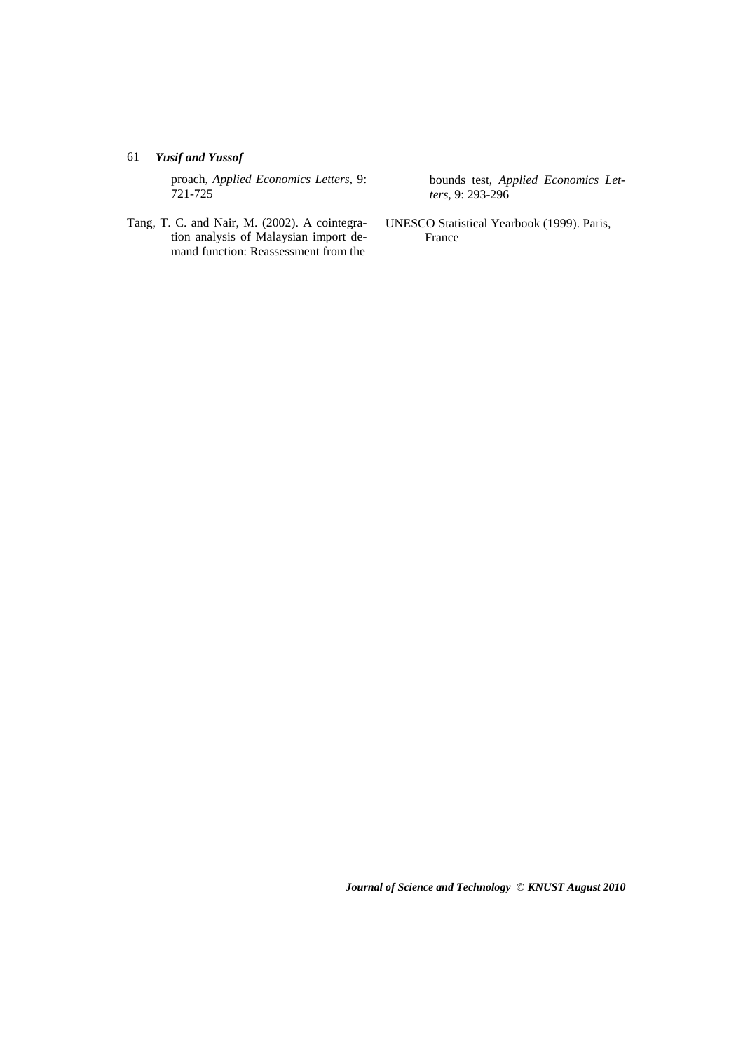proach, *Applied Economics Letters*, 9: 721-725

Tang, T. C. and Nair, M. (2002). A cointegration analysis of Malaysian import demand function: Reassessment from the bounds test, *Applied Economics Letters*, 9: 293-296

UNESCO Statistical Yearbook (1999). Paris, France